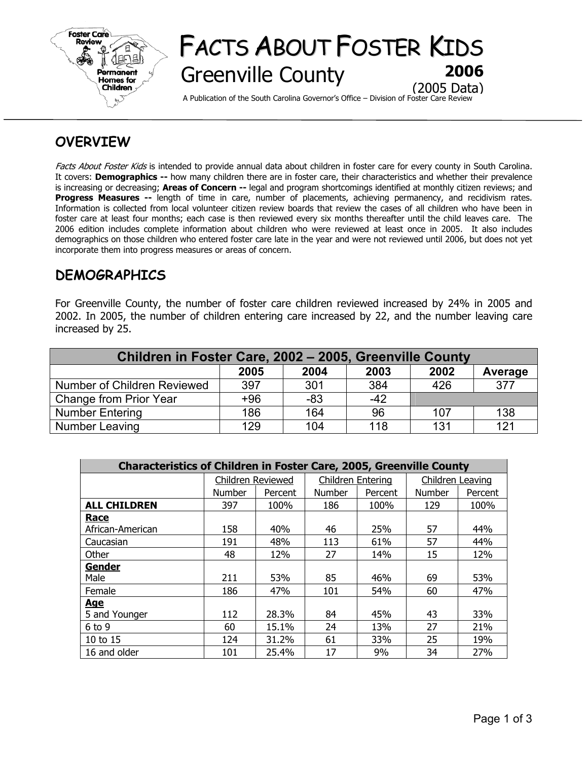# FACTS ABOUT FOSTER KIDS

## Greenville County

**2006**
(2005 Data)

A Publication of the South Carolina Governor's Office – Division of Foster Care Review

## OVERVIEW

*Facts About Foster Kids* is intended to provide annual data about children in foster care for every county in South Carolina. It covers: **Demographics --** how many children there are in foster care, their characteristics and whether their prevalence is increasing or decreasing; **Areas of Concern --** legal and program shortcomings identified at monthly citizen reviews; and **Progress Measures --** length of time in care, number of placements, achieving permanency, and recidivism rates. Information is collected from local volunteer citizen review boards that review the cases of all children who have been in foster care at least four months; each case is then reviewed every six months thereafter until the child leaves care. The 2006 edition includes complete information about children who were reviewed at least once in 2005. It also includes demographics on those children who entered foster care late in the year and were not reviewed until 2006, but does not yet incorporate them into progress measures or areas of concern.

## DEMOGRAPHICS

For Greenville County, the number of foster care children reviewed increased by 24% in 2005 and 2002. In 2005, the number of children entering care increased by 22, and the number leaving care increased by 25.

| Children in Foster Care, 2002 – 2005, Greenville County | | | | | |
|---|---|---|---|---|---|
| | 2005 | 2004 | 2003 | 2002 | Average |
| Number of Children Reviewed | 397 | 301 | 384 | 426 | 377 |
| Change from Prior Year | +96 | -83 | -42 | | |
| Number Entering | 186 | 164 | 96 | 107 | 138 |
| Number Leaving | 129 | 104 | 118 | 131 | 121 |

| Characteristics of Children in Foster Care, 2005, Greenville County | | | | | | |
|---|---|---|---|---|---|---|
| | Children Reviewed | | Children Entering | | Children Leaving | |
| | Number | Percent | Number | Percent | Number | Percent |
| **ALL CHILDREN** | 397 | 100% | 186 | 100% | 129 | 100% |
| **Race** | | | | | | |
| African-American | 158 | 40% | 46 | 25% | 57 | 44% |
| Caucasian | 191 | 48% | 113 | 61% | 57 | 44% |
| Other | 48 | 12% | 27 | 14% | 15 | 12% |
| **Gender** | | | | | | |
| Male | 211 | 53% | 85 | 46% | 69 | 53% |
| Female | 186 | 47% | 101 | 54% | 60 | 47% |
| **Age** | | | | | | |
| 5 and Younger | 112 | 28.3% | 84 | 45% | 43 | 33% |
| 6 to 9 | 60 | 15.1% | 24 | 13% | 27 | 21% |
| 10 to 15 | 124 | 31.2% | 61 | 33% | 25 | 19% |
| 16 and older | 101 | 25.4% | 17 | 9% | 34 | 27% |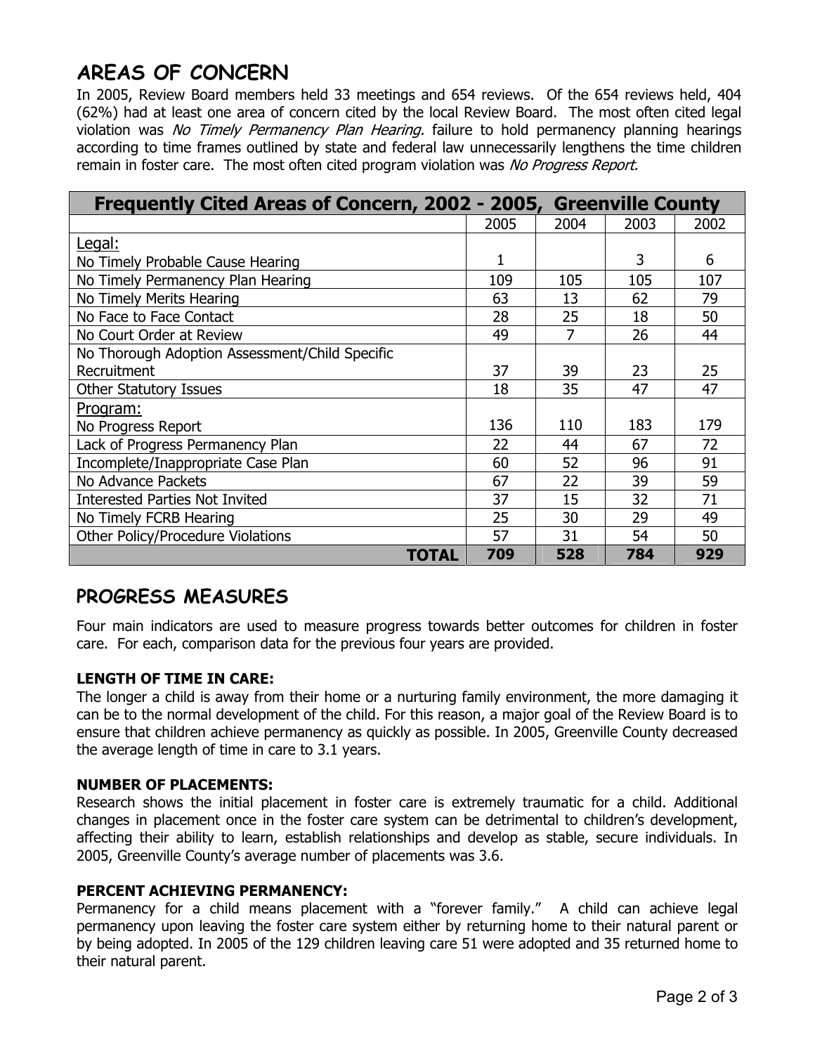## AREAS OF CONCERN

In 2005, Review Board members held 33 meetings and 654 reviews. Of the 654 reviews held, 404 (62%) had at least one area of concern cited by the local Review Board. The most often cited legal violation was *No Timely Permanency Plan Hearing.* failure to hold permanency planning hearings according to time frames outlined by state and federal law unnecessarily lengthens the time children remain in foster care. The most often cited program violation was *No Progress Report.*

| Frequently Cited Areas of Concern, 2002 - 2005, Greenville County | | | | |
|---|---|---|---|---|
| | 2005 | 2004 | 2003 | 2002 |
| Legal:<br>No Timely Probable Cause Hearing | 1 | | 3 | 6 |
| No Timely Permanency Plan Hearing | 109 | 105 | 105 | 107 |
| No Timely Merits Hearing | 63 | 13 | 62 | 79 |
| No Face to Face Contact | 28 | 25 | 18 | 50 |
| No Court Order at Review | 49 | 7 | 26 | 44 |
| No Thorough Adoption Assessment/Child Specific Recruitment | 37 | 39 | 23 | 25 |
| Other Statutory Issues | 18 | 35 | 47 | 47 |
| Program:<br>No Progress Report | 136 | 110 | 183 | 179 |
| Lack of Progress Permanency Plan | 22 | 44 | 67 | 72 |
| Incomplete/Inappropriate Case Plan | 60 | 52 | 96 | 91 |
| No Advance Packets | 67 | 22 | 39 | 59 |
| Interested Parties Not Invited | 37 | 15 | 32 | 71 |
| No Timely FCRB Hearing | 25 | 30 | 29 | 49 |
| Other Policy/Procedure Violations | 57 | 31 | 54 | 50 |
| **TOTAL** | **709** | **528** | **784** | **929** |

## PROGRESS MEASURES

Four main indicators are used to measure progress towards better outcomes for children in foster care. For each, comparison data for the previous four years are provided.

### LENGTH OF TIME IN CARE:

The longer a child is away from their home or a nurturing family environment, the more damaging it can be to the normal development of the child. For this reason, a major goal of the Review Board is to ensure that children achieve permanency as quickly as possible. In 2005, Greenville County decreased the average length of time in care to 3.1 years.

### NUMBER OF PLACEMENTS:

Research shows the initial placement in foster care is extremely traumatic for a child. Additional changes in placement once in the foster care system can be detrimental to children's development, affecting their ability to learn, establish relationships and develop as stable, secure individuals. In 2005, Greenville County's average number of placements was 3.6.

### PERCENT ACHIEVING PERMANENCY:

Permanency for a child means placement with a "forever family." A child can achieve legal permanency upon leaving the foster care system either by returning home to their natural parent or by being adopted. In 2005 of the 129 children leaving care 51 were adopted and 35 returned home to their natural parent.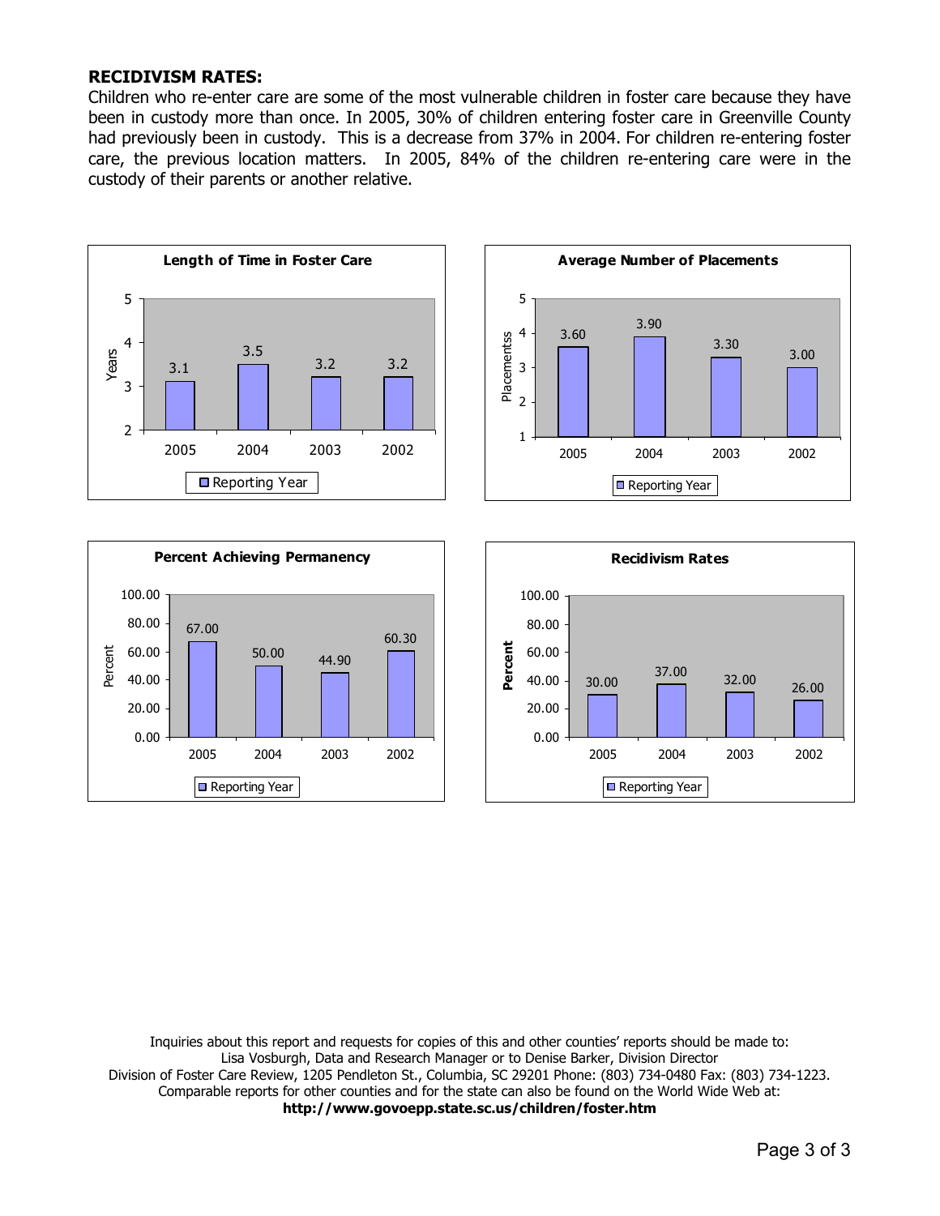**RECIDIVISM RATES:**

Children who re-enter care are some of the most vulnerable children in foster care because they have been in custody more than once. In 2005, 30% of children entering foster care in Greenville County had previously been in custody. This is a decrease from 37% in 2004. For children re-entering foster care, the previous location matters. In 2005, 84% of the children re-entering care were in the custody of their parents or another relative.

**Length of Time in Foster Care**

Years

5
4
3
2

3.1
3.5
3.2
3.2

2005
2004
2003
2002

Reporting Year

**Average Number of Placements**

Placementss

5
4
3
2
1

3.60
3.90
3.30
3.00

2005
2004
2003
2002

Reporting Year

**Percent Achieving Permanency**

Percent

100.00
80.00
60.00
40.00
20.00
0.00

67.00
50.00
44.90
60.30

2005
2004
2003
2002

Reporting Year

**Recidivism Rates**

**Percent**

100.00
80.00
60.00
40.00
20.00
0.00

30.00
37.00
32.00
26.00

2005
2004
2003
2002

Reporting Year

Inquiries about this report and requests for copies of this and other counties' reports should be made to:
Lisa Vosburgh, Data and Research Manager or to Denise Barker, Division Director
Division of Foster Care Review, 1205 Pendleton St., Columbia, SC 29201 Phone: (803) 734-0480 Fax: (803) 734-1223.
Comparable reports for other counties and for the state can also be found on the World Wide Web at:
**http://www.govoepp.state.sc.us/children/foster.htm**